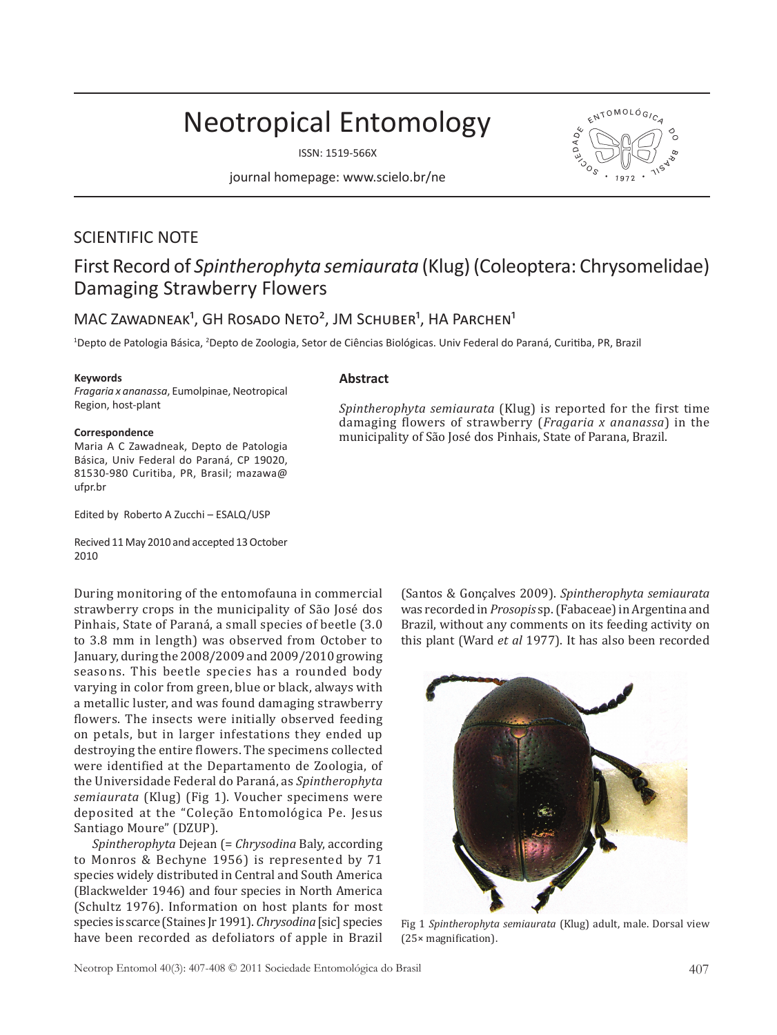# Neotropical Entomology

ISSN: 1519-566X

journal homepage: www.scielo.br/ne

## SCIENTIFIC NOTE

# First Record of *Spintherophyta semiaurata* (Klug) (Coleoptera: Chrysomelidae) Damaging Strawberry Flowers

MAC Zawadneak[1], GH Rosado Neto[2], JM Schuber[1], HA Parchen[1]

[1]Depto de Patologia Básica, [2]Depto de Zoologia, Setor de Ciências Biológicas. Univ Federal do Paraná, Curitiba, PR, Brazil

**Keywords**
*Fragaria x ananassa*, Eumolpinae, Neotropical Region, host-plant

**Correspondence**
Maria A C Zawadneak, Depto de Patologia Básica, Univ Federal do Paraná, CP 19020, 81530-980 Curitiba, PR, Brasil; mazawa@ufpr.br

Edited by Roberto A Zucchi – ESALQ/USP

Recived 11 May 2010 and accepted 13 October 2010

**Abstract**

*Spintherophyta semiaurata* (Klug) is reported for the first time damaging flowers of strawberry (*Fragaria x ananassa*) in the municipality of São José dos Pinhais, State of Parana, Brazil.

During monitoring of the entomofauna in commercial strawberry crops in the municipality of São José dos Pinhais, State of Paraná, a small species of beetle (3.0 to 3.8 mm in length) was observed from October to January, during the 2008/2009 and 2009/2010 growing seasons. This beetle species has a rounded body varying in color from green, blue or black, always with a metallic luster, and was found damaging strawberry flowers. The insects were initially observed feeding on petals, but in larger infestations they ended up destroying the entire flowers. The specimens collected were identified at the Departamento de Zoologia, of the Universidade Federal do Paraná, as *Spintherophyta semiaurata* (Klug) (Fig 1). Voucher specimens were deposited at the "Coleção Entomológica Pe. Jesus Santiago Moure" (DZUP).

*Spintherophyta* Dejean (= *Chrysodina* Baly, according to Monros & Bechyne 1956) is represented by 71 species widely distributed in Central and South America (Blackwelder 1946) and four species in North America (Schultz 1976). Information on host plants for most species is scarce (Staines Jr 1991). *Chrysodina* [sic] species have been recorded as defoliators of apple in Brazil (Santos & Gonçalves 2009). *Spintherophyta semiaurata* was recorded in *Prosopis* sp. (Fabaceae) in Argentina and Brazil, without any comments on its feeding activity on this plant (Ward *et al* 1977). It has also been recorded

Fig 1 *Spintherophyta semiaurata* (Klug) adult, male. Dorsal view (25× magnification).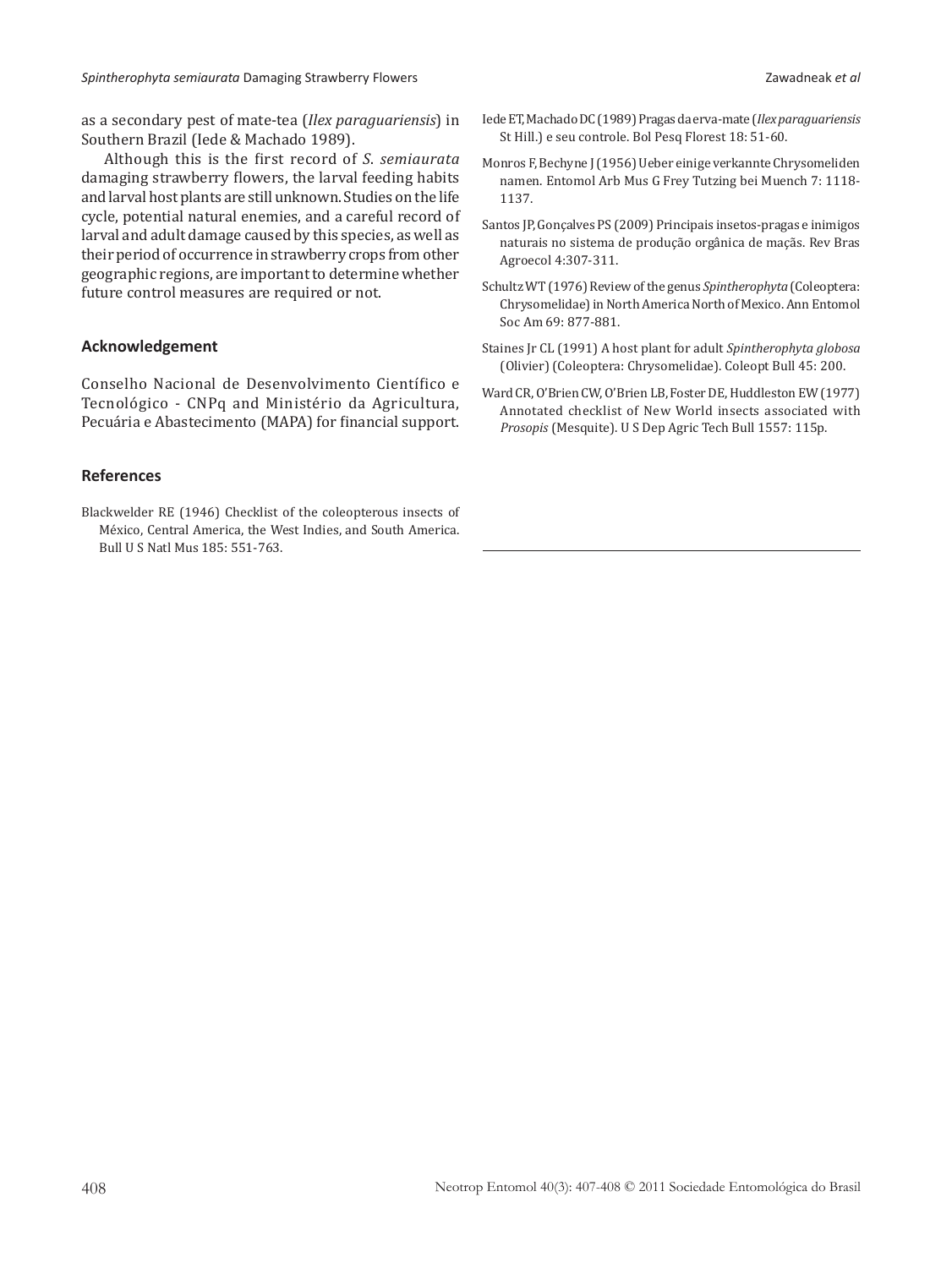as a secondary pest of mate-tea (*Ilex paraguariensis*) in Southern Brazil (Iede & Machado 1989).

Although this is the first record of *S. semiaurata* damaging strawberry flowers, the larval feeding habits and larval host plants are still unknown. Studies on the life cycle, potential natural enemies, and a careful record of larval and adult damage caused by this species, as well as their period of occurrence in strawberry crops from other geographic regions, are important to determine whether future control measures are required or not.

## Acknowledgement

Conselho Nacional de Desenvolvimento Científico e Tecnológico - CNPq and Ministério da Agricultura, Pecuária e Abastecimento (MAPA) for financial support.

## References

Blackwelder RE (1946) Checklist of the coleopterous insects of México, Central America, the West Indies, and South America. Bull U S Natl Mus 185: 551-763.

Iede ET, Machado DC (1989) Pragas da erva-mate (*Ilex paraguariensis* St Hill.) e seu controle. Bol Pesq Florest 18: 51-60.

Monros F, Bechyne J (1956) Ueber einige verkannte Chrysomeliden namen. Entomol Arb Mus G Frey Tutzing bei Muench 7: 1118-1137.

Santos JP, Gonçalves PS (2009) Principais insetos-pragas e inimigos naturais no sistema de produção orgânica de maçãs. Rev Bras Agroecol 4:307-311.

Schultz WT (1976) Review of the genus *Spintherophyta* (Coleoptera: Chrysomelidae) in North America North of Mexico. Ann Entomol Soc Am 69: 877-881.

Staines Jr CL (1991) A host plant for adult *Spintherophyta globosa* (Olivier) (Coleoptera: Chrysomelidae). Coleopt Bull 45: 200.

Ward CR, O'Brien CW, O'Brien LB, Foster DE, Huddleston EW (1977) Annotated checklist of New World insects associated with *Prosopis* (Mesquite). U S Dep Agric Tech Bull 1557: 115p.